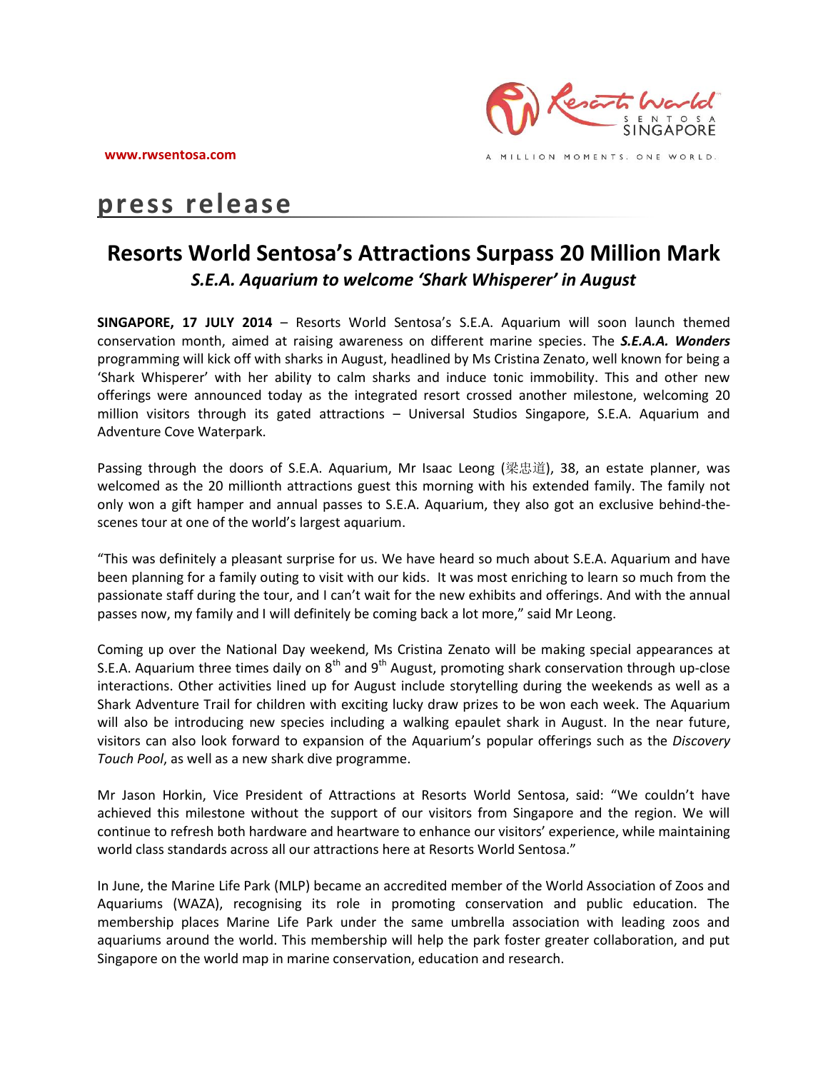www.rwsentosa.com

A MILLION MOMENTS. ONE WORLD.

# press release

## Resorts World Sentosa's Attractions Surpass 20 Million Mark

### *S.E.A. Aquarium to welcome 'Shark Whisperer' in August*

**SINGAPORE, 17 JULY 2014** – Resorts World Sentosa's S.E.A. Aquarium will soon launch themed conservation month, aimed at raising awareness on different marine species. The ***S.E.A.A. Wonders*** programming will kick off with sharks in August, headlined by Ms Cristina Zenato, well known for being a 'Shark Whisperer' with her ability to calm sharks and induce tonic immobility. This and other new offerings were announced today as the integrated resort crossed another milestone, welcoming 20 million visitors through its gated attractions – Universal Studios Singapore, S.E.A. Aquarium and Adventure Cove Waterpark.

Passing through the doors of S.E.A. Aquarium, Mr Isaac Leong (梁忠道), 38, an estate planner, was welcomed as the 20 millionth attractions guest this morning with his extended family. The family not only won a gift hamper and annual passes to S.E.A. Aquarium, they also got an exclusive behind-the-scenes tour at one of the world's largest aquarium.

"This was definitely a pleasant surprise for us. We have heard so much about S.E.A. Aquarium and have been planning for a family outing to visit with our kids. It was most enriching to learn so much from the passionate staff during the tour, and I can't wait for the new exhibits and offerings. And with the annual passes now, my family and I will definitely be coming back a lot more," said Mr Leong.

Coming up over the National Day weekend, Ms Cristina Zenato will be making special appearances at S.E.A. Aquarium three times daily on 8th and 9th August, promoting shark conservation through up-close interactions. Other activities lined up for August include storytelling during the weekends as well as a Shark Adventure Trail for children with exciting lucky draw prizes to be won each week. The Aquarium will also be introducing new species including a walking epaulet shark in August. In the near future, visitors can also look forward to expansion of the Aquarium's popular offerings such as the *Discovery Touch Pool*, as well as a new shark dive programme.

Mr Jason Horkin, Vice President of Attractions at Resorts World Sentosa, said: "We couldn't have achieved this milestone without the support of our visitors from Singapore and the region. We will continue to refresh both hardware and heartware to enhance our visitors' experience, while maintaining world class standards across all our attractions here at Resorts World Sentosa."

In June, the Marine Life Park (MLP) became an accredited member of the World Association of Zoos and Aquariums (WAZA), recognising its role in promoting conservation and public education. The membership places Marine Life Park under the same umbrella association with leading zoos and aquariums around the world. This membership will help the park foster greater collaboration, and put Singapore on the world map in marine conservation, education and research.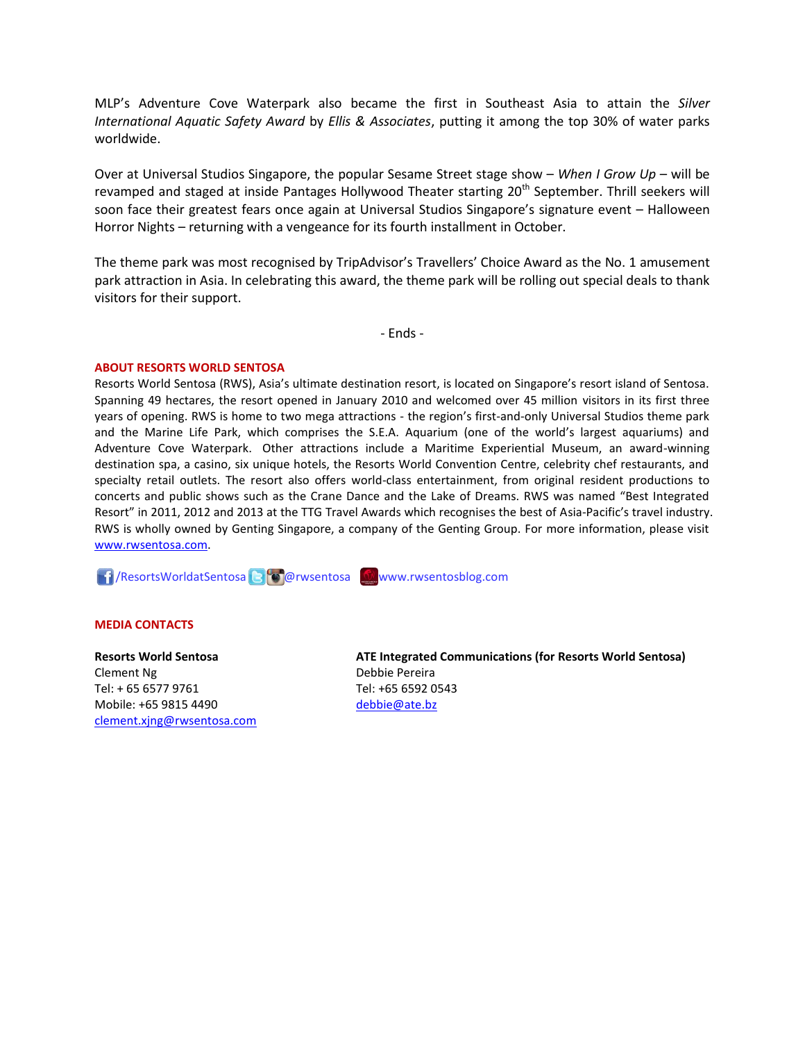MLP's Adventure Cove Waterpark also became the first in Southeast Asia to attain the *Silver International Aquatic Safety Award* by *Ellis & Associates*, putting it among the top 30% of water parks worldwide.

Over at Universal Studios Singapore, the popular Sesame Street stage show – *When I Grow Up* – will be revamped and staged at inside Pantages Hollywood Theater starting 20th September. Thrill seekers will soon face their greatest fears once again at Universal Studios Singapore's signature event – Halloween Horror Nights – returning with a vengeance for its fourth installment in October.

The theme park was most recognised by TripAdvisor's Travellers' Choice Award as the No. 1 amusement park attraction in Asia. In celebrating this award, the theme park will be rolling out special deals to thank visitors for their support.

- Ends -

**ABOUT RESORTS WORLD SENTOSA**

Resorts World Sentosa (RWS), Asia's ultimate destination resort, is located on Singapore's resort island of Sentosa. Spanning 49 hectares, the resort opened in January 2010 and welcomed over 45 million visitors in its first three years of opening. RWS is home to two mega attractions - the region's first-and-only Universal Studios theme park and the Marine Life Park, which comprises the S.E.A. Aquarium (one of the world's largest aquariums) and Adventure Cove Waterpark. Other attractions include a Maritime Experiential Museum, an award-winning destination spa, a casino, six unique hotels, the Resorts World Convention Centre, celebrity chef restaurants, and specialty retail outlets. The resort also offers world-class entertainment, from original resident productions to concerts and public shows such as the Crane Dance and the Lake of Dreams. RWS was named "Best Integrated Resort" in 2011, 2012 and 2013 at the TTG Travel Awards which recognises the best of Asia-Pacific's travel industry. RWS is wholly owned by Genting Singapore, a company of the Genting Group. For more information, please visit www.rwsentosa.com.

/ResortsWorldatSentosa @rwsentosa www.rwsentosblog.com

**MEDIA CONTACTS**

**Resorts World Sentosa**
Clement Ng
Tel: + 65 6577 9761
Mobile: +65 9815 4490
clement.xjng@rwsentosa.com

**ATE Integrated Communications (for Resorts World Sentosa)**
Debbie Pereira
Tel: +65 6592 0543
debbie@ate.bz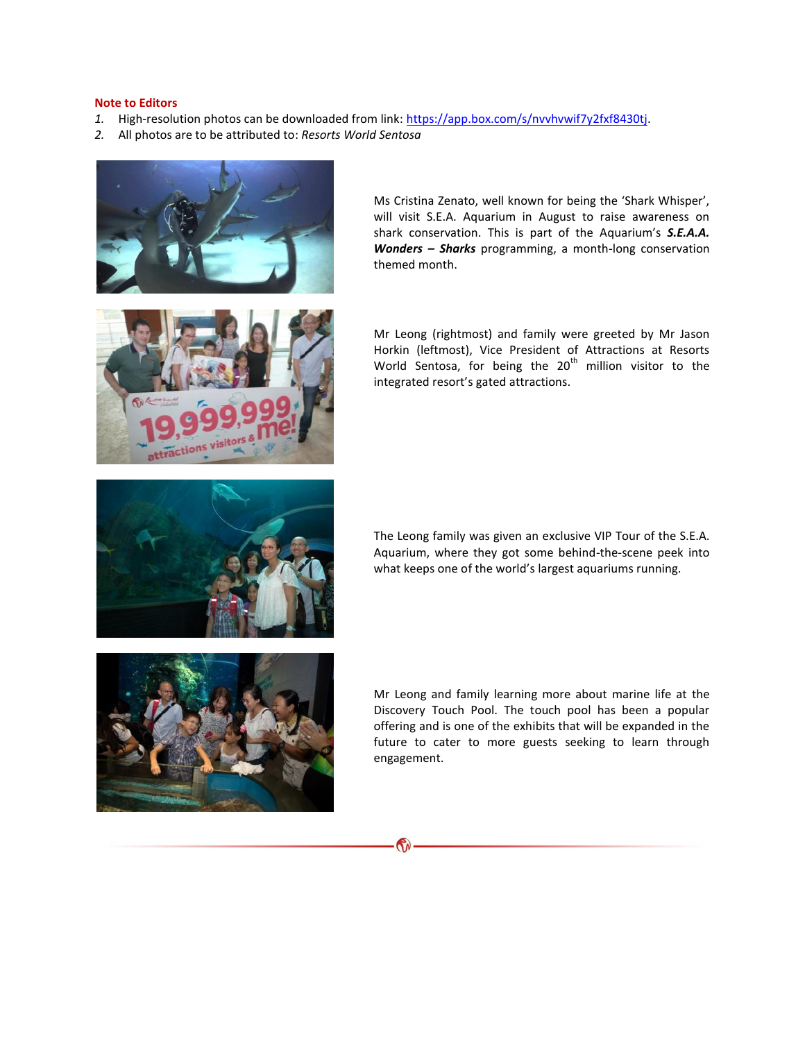**Note to Editors**

1. High-resolution photos can be downloaded from link: https://app.box.com/s/nvvhvwif7y2fxf8430tj.
2. All photos are to be attributed to: *Resorts World Sentosa*

Ms Cristina Zenato, well known for being the 'Shark Whisper', will visit S.E.A. Aquarium in August to raise awareness on shark conservation. This is part of the Aquarium's ***S.E.A.A. Wonders – Sharks*** programming, a month-long conservation themed month.

Mr Leong (rightmost) and family were greeted by Mr Jason Horkin (leftmost), Vice President of Attractions at Resorts World Sentosa, for being the 20th million visitor to the integrated resort's gated attractions.

The Leong family was given an exclusive VIP Tour of the S.E.A. Aquarium, where they got some behind-the-scene peek into what keeps one of the world's largest aquariums running.

Mr Leong and family learning more about marine life at the Discovery Touch Pool. The touch pool has been a popular offering and is one of the exhibits that will be expanded in the future to cater to more guests seeking to learn through engagement.